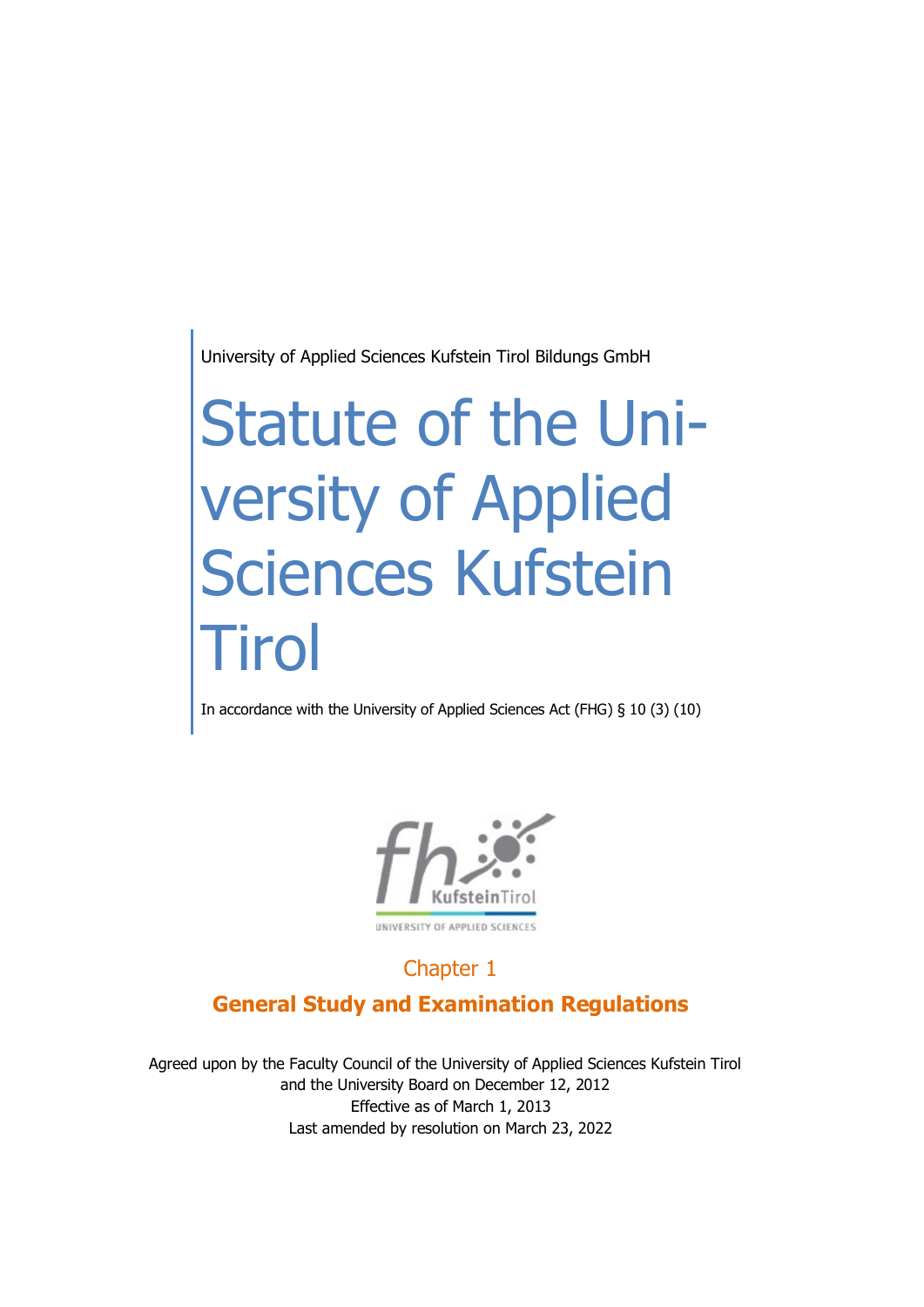University of Applied Sciences Kufstein Tirol Bildungs GmbH

# Statute of the University of Applied Sciences Kufstein Tirol

In accordance with the University of Applied Sciences Act (FHG) § 10 (3) (10)

## Chapter 1

## General Study and Examination Regulations

Agreed upon by the Faculty Council of the University of Applied Sciences Kufstein Tirol and the University Board on December 12, 2012
Effective as of March 1, 2013
Last amended by resolution on March 23, 2022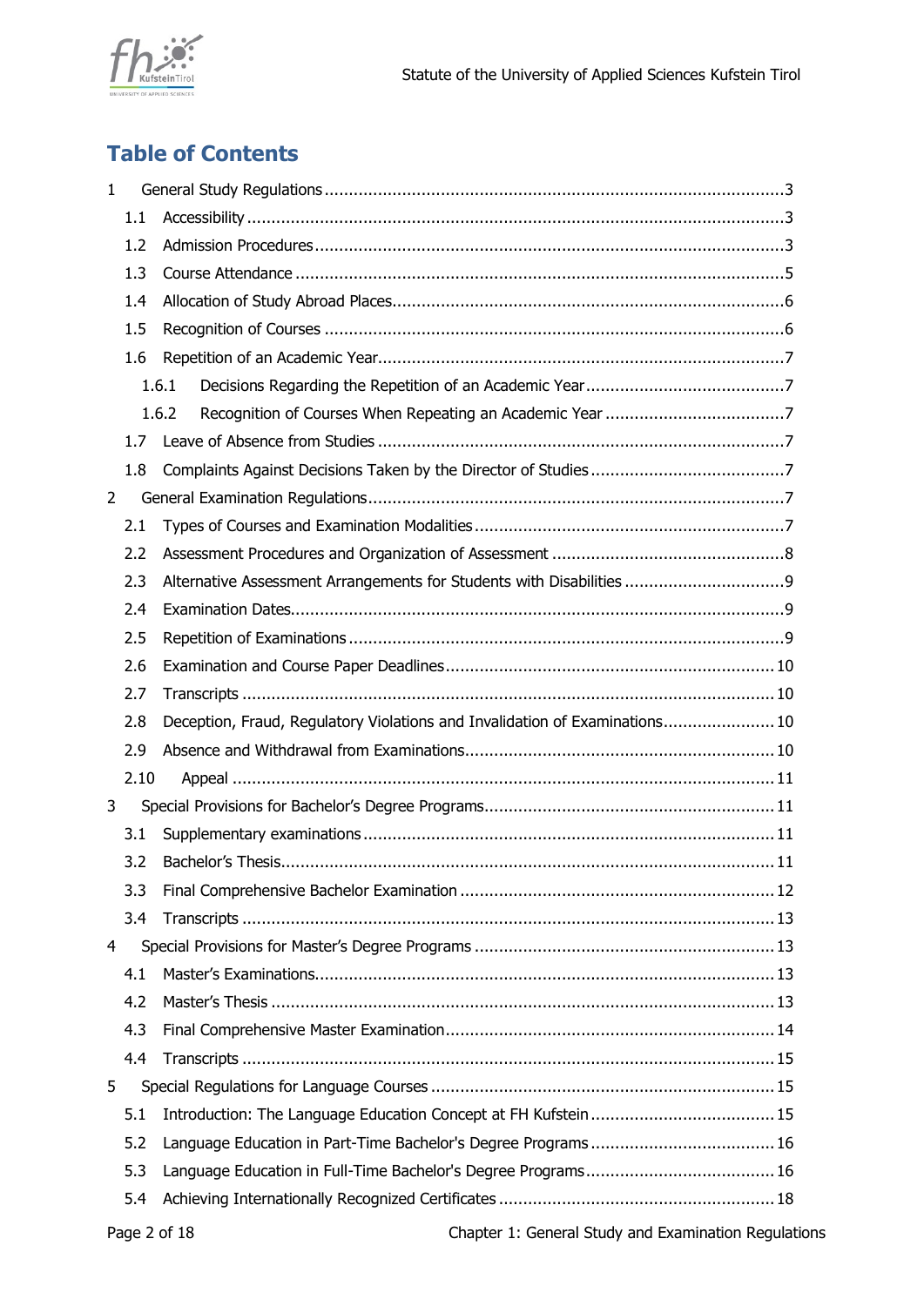# Table of Contents

- 1 General Study Regulations ..... 3
  - 1.1 Accessibility ..... 3
  - 1.2 Admission Procedures ..... 3
  - 1.3 Course Attendance ..... 5
  - 1.4 Allocation of Study Abroad Places ..... 6
  - 1.5 Recognition of Courses ..... 6
  - 1.6 Repetition of an Academic Year ..... 7
    - 1.6.1 Decisions Regarding the Repetition of an Academic Year ..... 7
    - 1.6.2 Recognition of Courses When Repeating an Academic Year ..... 7
  - 1.7 Leave of Absence from Studies ..... 7
  - 1.8 Complaints Against Decisions Taken by the Director of Studies ..... 7
- 2 General Examination Regulations ..... 7
  - 2.1 Types of Courses and Examination Modalities ..... 7
  - 2.2 Assessment Procedures and Organization of Assessment ..... 8
  - 2.3 Alternative Assessment Arrangements for Students with Disabilities ..... 9
  - 2.4 Examination Dates ..... 9
  - 2.5 Repetition of Examinations ..... 9
  - 2.6 Examination and Course Paper Deadlines ..... 10
  - 2.7 Transcripts ..... 10
  - 2.8 Deception, Fraud, Regulatory Violations and Invalidation of Examinations ..... 10
  - 2.9 Absence and Withdrawal from Examinations ..... 10
  - 2.10 Appeal ..... 11
- 3 Special Provisions for Bachelor’s Degree Programs ..... 11
  - 3.1 Supplementary examinations ..... 11
  - 3.2 Bachelor’s Thesis ..... 11
  - 3.3 Final Comprehensive Bachelor Examination ..... 12
  - 3.4 Transcripts ..... 13
- 4 Special Provisions for Master’s Degree Programs ..... 13
  - 4.1 Master’s Examinations ..... 13
  - 4.2 Master’s Thesis ..... 13
  - 4.3 Final Comprehensive Master Examination ..... 14
  - 4.4 Transcripts ..... 15
- 5 Special Regulations for Language Courses ..... 15
  - 5.1 Introduction: The Language Education Concept at FH Kufstein ..... 15
  - 5.2 Language Education in Part-Time Bachelor's Degree Programs ..... 16
  - 5.3 Language Education in Full-Time Bachelor's Degree Programs ..... 16
  - 5.4 Achieving Internationally Recognized Certificates ..... 18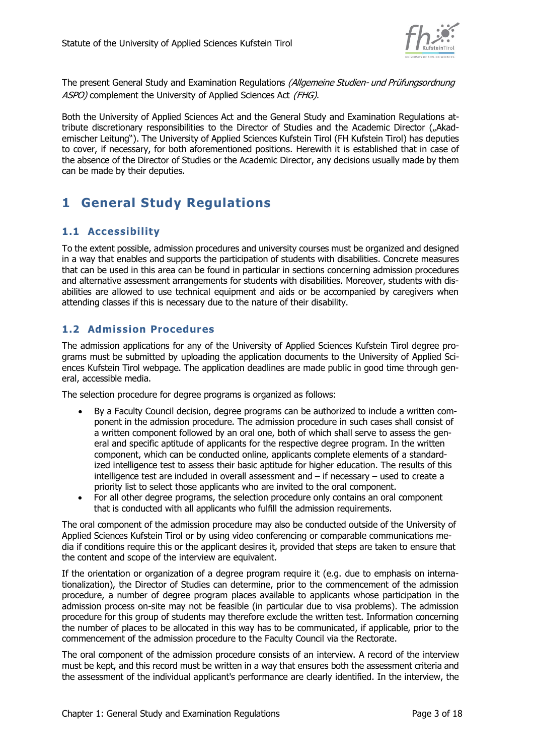The present General Study and Examination Regulations *(Allgemeine Studien- und Prüfungsordnung ASPO)* complement the University of Applied Sciences Act *(FHG)*.

Both the University of Applied Sciences Act and the General Study and Examination Regulations attribute discretionary responsibilities to the Director of Studies and the Academic Director („Akademischer Leitung"). The University of Applied Sciences Kufstein Tirol (FH Kufstein Tirol) has deputies to cover, if necessary, for both aforementioned positions. Herewith it is established that in case of the absence of the Director of Studies or the Academic Director, any decisions usually made by them can be made by their deputies.

# 1 General Study Regulations

## 1.1 Accessibility

To the extent possible, admission procedures and university courses must be organized and designed in a way that enables and supports the participation of students with disabilities. Concrete measures that can be used in this area can be found in particular in sections concerning admission procedures and alternative assessment arrangements for students with disabilities. Moreover, students with disabilities are allowed to use technical equipment and aids or be accompanied by caregivers when attending classes if this is necessary due to the nature of their disability.

## 1.2 Admission Procedures

The admission applications for any of the University of Applied Sciences Kufstein Tirol degree programs must be submitted by uploading the application documents to the University of Applied Sciences Kufstein Tirol webpage. The application deadlines are made public in good time through general, accessible media.

The selection procedure for degree programs is organized as follows:

- By a Faculty Council decision, degree programs can be authorized to include a written component in the admission procedure. The admission procedure in such cases shall consist of a written component followed by an oral one, both of which shall serve to assess the general and specific aptitude of applicants for the respective degree program. In the written component, which can be conducted online, applicants complete elements of a standardized intelligence test to assess their basic aptitude for higher education. The results of this intelligence test are included in overall assessment and – if necessary – used to create a priority list to select those applicants who are invited to the oral component.
- For all other degree programs, the selection procedure only contains an oral component that is conducted with all applicants who fulfill the admission requirements.

The oral component of the admission procedure may also be conducted outside of the University of Applied Sciences Kufstein Tirol or by using video conferencing or comparable communications media if conditions require this or the applicant desires it, provided that steps are taken to ensure that the content and scope of the interview are equivalent.

If the orientation or organization of a degree program require it (e.g. due to emphasis on internationalization), the Director of Studies can determine, prior to the commencement of the admission procedure, a number of degree program places available to applicants whose participation in the admission process on-site may not be feasible (in particular due to visa problems). The admission procedure for this group of students may therefore exclude the written test. Information concerning the number of places to be allocated in this way has to be communicated, if applicable, prior to the commencement of the admission procedure to the Faculty Council via the Rectorate.

The oral component of the admission procedure consists of an interview. A record of the interview must be kept, and this record must be written in a way that ensures both the assessment criteria and the assessment of the individual applicant's performance are clearly identified. In the interview, the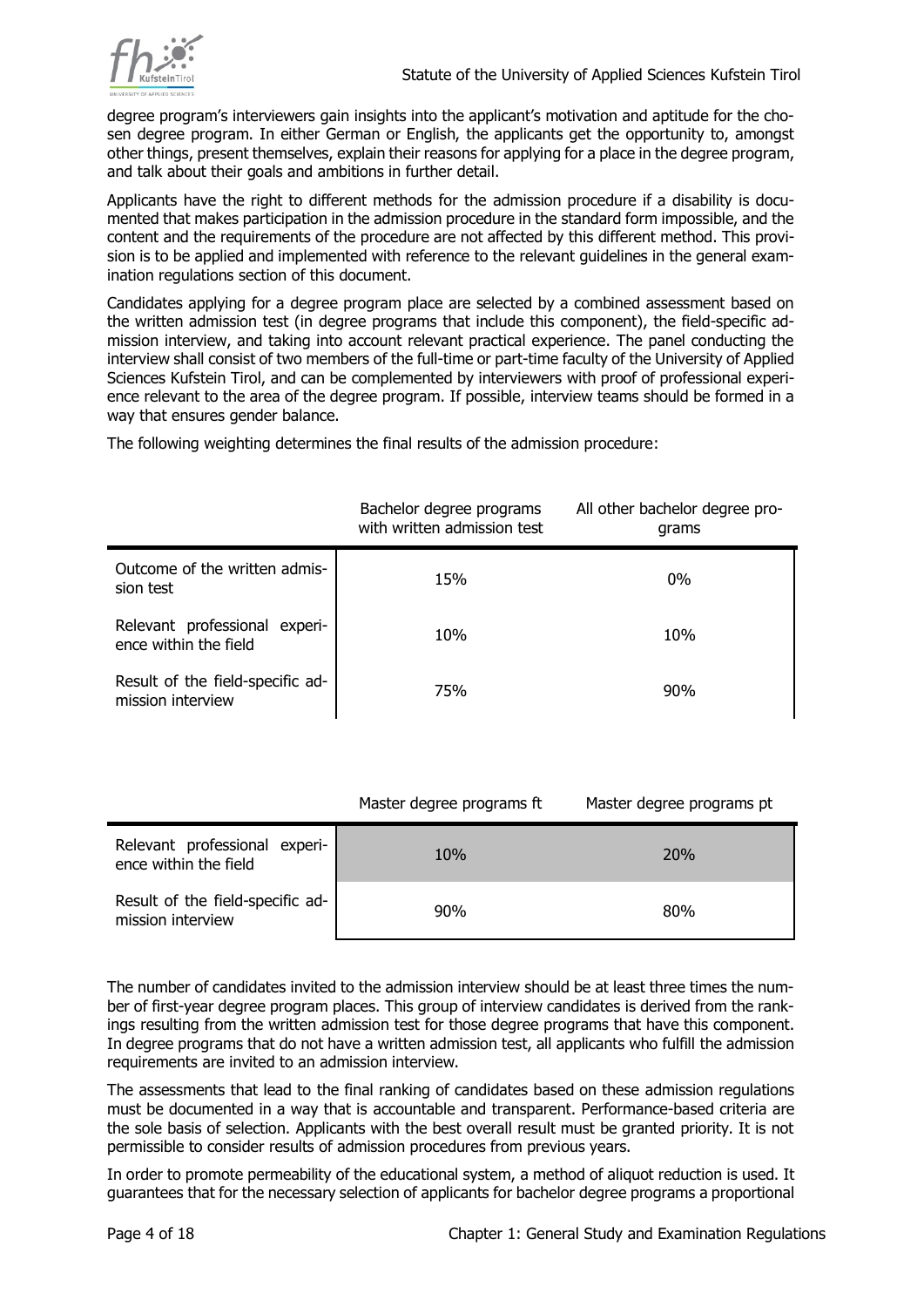degree program's interviewers gain insights into the applicant's motivation and aptitude for the chosen degree program. In either German or English, the applicants get the opportunity to, amongst other things, present themselves, explain their reasons for applying for a place in the degree program, and talk about their goals and ambitions in further detail.

Applicants have the right to different methods for the admission procedure if a disability is documented that makes participation in the admission procedure in the standard form impossible, and the content and the requirements of the procedure are not affected by this different method. This provision is to be applied and implemented with reference to the relevant guidelines in the general examination regulations section of this document.

Candidates applying for a degree program place are selected by a combined assessment based on the written admission test (in degree programs that include this component), the field-specific admission interview, and taking into account relevant practical experience. The panel conducting the interview shall consist of two members of the full-time or part-time faculty of the University of Applied Sciences Kufstein Tirol, and can be complemented by interviewers with proof of professional experience relevant to the area of the degree program. If possible, interview teams should be formed in a way that ensures gender balance.

The following weighting determines the final results of the admission procedure:

| | Bachelor degree programs with written admission test | All other bachelor degree programs |
|---|---|---|
| Outcome of the written admission test | 15% | 0% |
| Relevant professional experience within the field | 10% | 10% |
| Result of the field-specific admission interview | 75% | 90% |

| | Master degree programs ft | Master degree programs pt |
|---|---|---|
| Relevant professional experience within the field | 10% | 20% |
| Result of the field-specific admission interview | 90% | 80% |

The number of candidates invited to the admission interview should be at least three times the number of first-year degree program places. This group of interview candidates is derived from the rankings resulting from the written admission test for those degree programs that have this component. In degree programs that do not have a written admission test, all applicants who fulfill the admission requirements are invited to an admission interview.

The assessments that lead to the final ranking of candidates based on these admission regulations must be documented in a way that is accountable and transparent. Performance-based criteria are the sole basis of selection. Applicants with the best overall result must be granted priority. It is not permissible to consider results of admission procedures from previous years.

In order to promote permeability of the educational system, a method of aliquot reduction is used. It guarantees that for the necessary selection of applicants for bachelor degree programs a proportional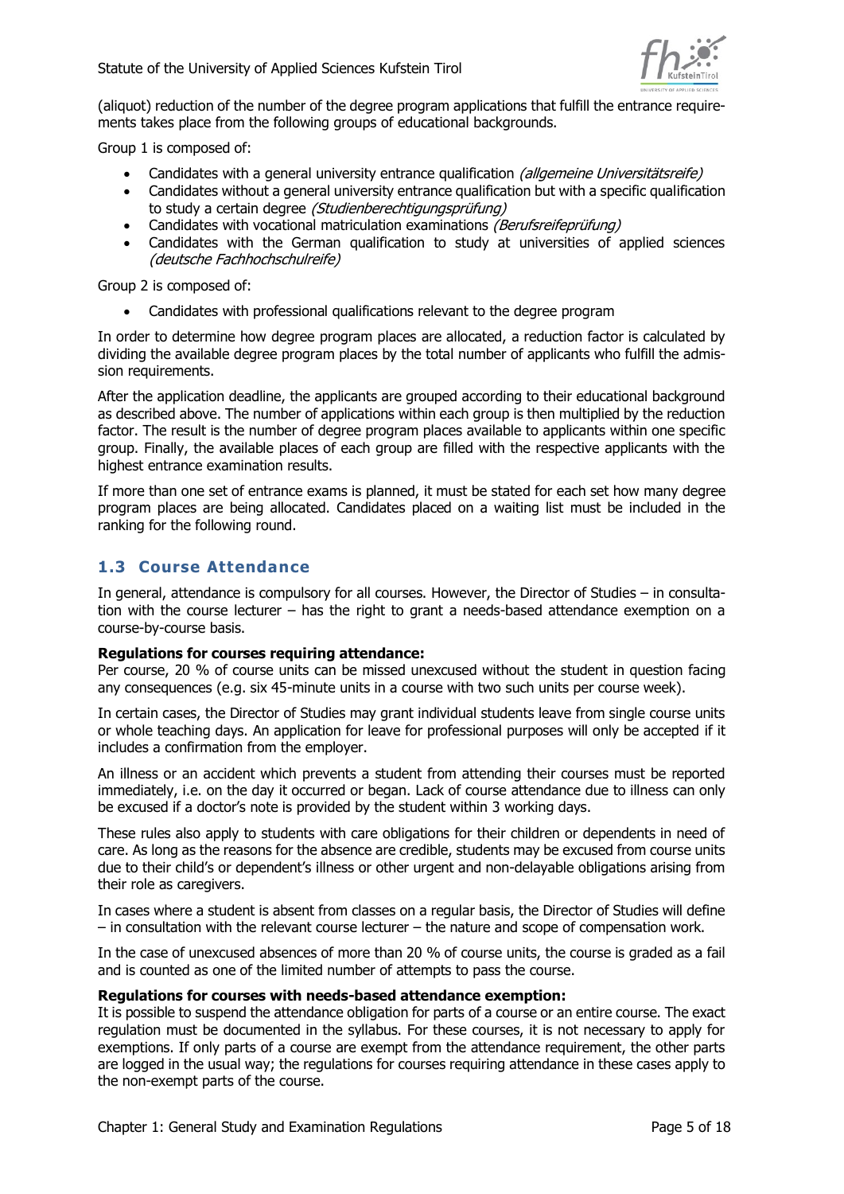(aliquot) reduction of the number of the degree program applications that fulfill the entrance requirements takes place from the following groups of educational backgrounds.

Group 1 is composed of:

- Candidates with a general university entrance qualification *(allgemeine Universitätsreife)*
- Candidates without a general university entrance qualification but with a specific qualification to study a certain degree *(Studienberechtigungsprüfung)*
- Candidates with vocational matriculation examinations *(Berufsreifeprüfung)*
- Candidates with the German qualification to study at universities of applied sciences *(deutsche Fachhochschulreife)*

Group 2 is composed of:

- Candidates with professional qualifications relevant to the degree program

In order to determine how degree program places are allocated, a reduction factor is calculated by dividing the available degree program places by the total number of applicants who fulfill the admission requirements.

After the application deadline, the applicants are grouped according to their educational background as described above. The number of applications within each group is then multiplied by the reduction factor. The result is the number of degree program places available to applicants within one specific group. Finally, the available places of each group are filled with the respective applicants with the highest entrance examination results.

If more than one set of entrance exams is planned, it must be stated for each set how many degree program places are being allocated. Candidates placed on a waiting list must be included in the ranking for the following round.

## 1.3 Course Attendance

In general, attendance is compulsory for all courses. However, the Director of Studies – in consultation with the course lecturer – has the right to grant a needs-based attendance exemption on a course-by-course basis.

**Regulations for courses requiring attendance:**
Per course, 20 % of course units can be missed unexcused without the student in question facing any consequences (e.g. six 45-minute units in a course with two such units per course week).

In certain cases, the Director of Studies may grant individual students leave from single course units or whole teaching days. An application for leave for professional purposes will only be accepted if it includes a confirmation from the employer.

An illness or an accident which prevents a student from attending their courses must be reported immediately, i.e. on the day it occurred or began. Lack of course attendance due to illness can only be excused if a doctor's note is provided by the student within 3 working days.

These rules also apply to students with care obligations for their children or dependents in need of care. As long as the reasons for the absence are credible, students may be excused from course units due to their child's or dependent's illness or other urgent and non-delayable obligations arising from their role as caregivers.

In cases where a student is absent from classes on a regular basis, the Director of Studies will define – in consultation with the relevant course lecturer – the nature and scope of compensation work.

In the case of unexcused absences of more than 20 % of course units, the course is graded as a fail and is counted as one of the limited number of attempts to pass the course.

**Regulations for courses with needs-based attendance exemption:**
It is possible to suspend the attendance obligation for parts of a course or an entire course. The exact regulation must be documented in the syllabus. For these courses, it is not necessary to apply for exemptions. If only parts of a course are exempt from the attendance requirement, the other parts are logged in the usual way; the regulations for courses requiring attendance in these cases apply to the non-exempt parts of the course.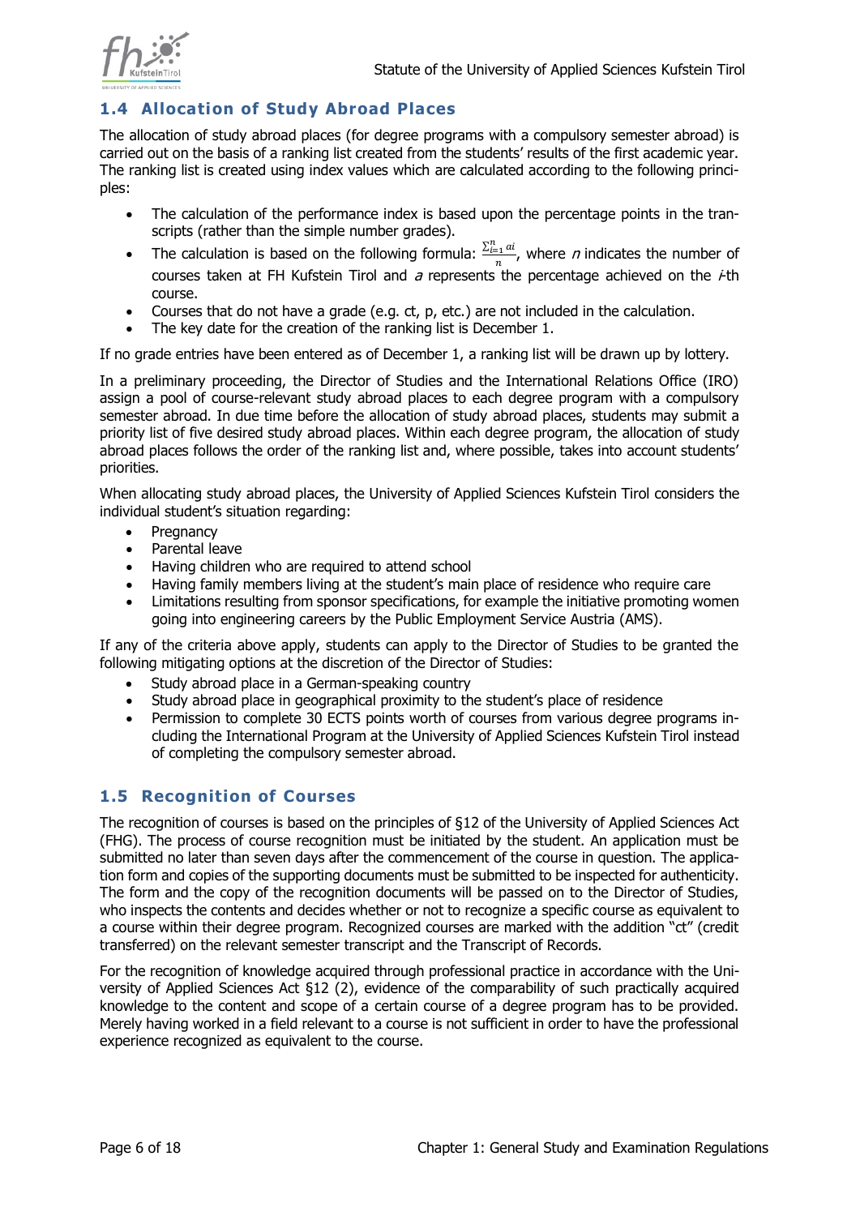## 1.4 Allocation of Study Abroad Places

The allocation of study abroad places (for degree programs with a compulsory semester abroad) is carried out on the basis of a ranking list created from the students' results of the first academic year. The ranking list is created using index values which are calculated according to the following principles:

- The calculation of the performance index is based upon the percentage points in the transcripts (rather than the simple number grades).
- The calculation is based on the following formula: $\frac{\sum_{i=1}^{n} ai}{n}$, where $n$ indicates the number of courses taken at FH Kufstein Tirol and $a$ represents the percentage achieved on the $i$-th course.
- Courses that do not have a grade (e.g. ct, p, etc.) are not included in the calculation.
- The key date for the creation of the ranking list is December 1.

If no grade entries have been entered as of December 1, a ranking list will be drawn up by lottery.

In a preliminary proceeding, the Director of Studies and the International Relations Office (IRO) assign a pool of course-relevant study abroad places to each degree program with a compulsory semester abroad. In due time before the allocation of study abroad places, students may submit a priority list of five desired study abroad places. Within each degree program, the allocation of study abroad places follows the order of the ranking list and, where possible, takes into account students' priorities.

When allocating study abroad places, the University of Applied Sciences Kufstein Tirol considers the individual student's situation regarding:

- Pregnancy
- Parental leave
- Having children who are required to attend school
- Having family members living at the student's main place of residence who require care
- Limitations resulting from sponsor specifications, for example the initiative promoting women going into engineering careers by the Public Employment Service Austria (AMS).

If any of the criteria above apply, students can apply to the Director of Studies to be granted the following mitigating options at the discretion of the Director of Studies:

- Study abroad place in a German-speaking country
- Study abroad place in geographical proximity to the student's place of residence
- Permission to complete 30 ECTS points worth of courses from various degree programs including the International Program at the University of Applied Sciences Kufstein Tirol instead of completing the compulsory semester abroad.

## 1.5 Recognition of Courses

The recognition of courses is based on the principles of §12 of the University of Applied Sciences Act (FHG). The process of course recognition must be initiated by the student. An application must be submitted no later than seven days after the commencement of the course in question. The application form and copies of the supporting documents must be submitted to be inspected for authenticity. The form and the copy of the recognition documents will be passed on to the Director of Studies, who inspects the contents and decides whether or not to recognize a specific course as equivalent to a course within their degree program. Recognized courses are marked with the addition "ct" (credit transferred) on the relevant semester transcript and the Transcript of Records.

For the recognition of knowledge acquired through professional practice in accordance with the University of Applied Sciences Act §12 (2), evidence of the comparability of such practically acquired knowledge to the content and scope of a certain course of a degree program has to be provided. Merely having worked in a field relevant to a course is not sufficient in order to have the professional experience recognized as equivalent to the course.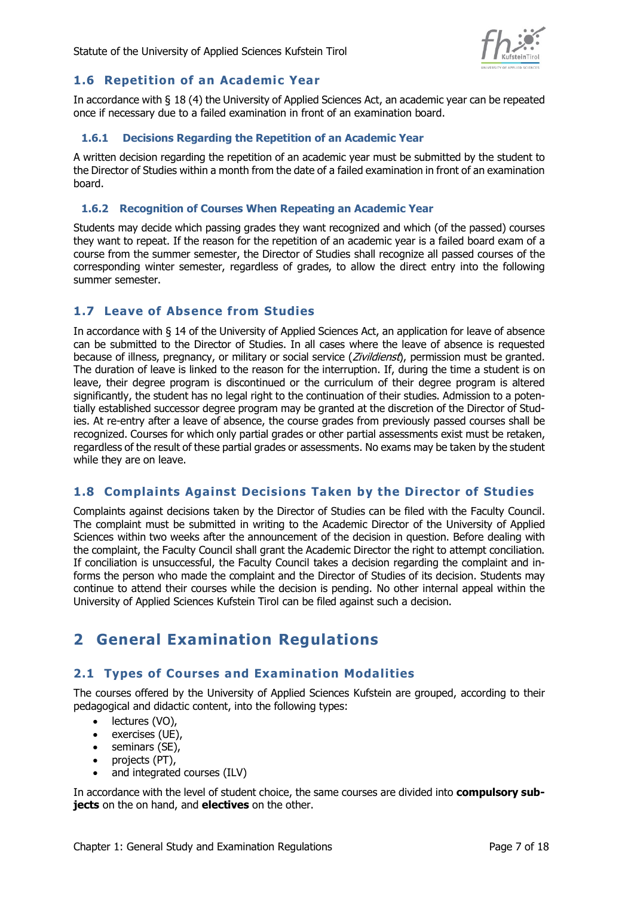## 1.6 Repetition of an Academic Year

In accordance with § 18 (4) the University of Applied Sciences Act, an academic year can be repeated once if necessary due to a failed examination in front of an examination board.

### 1.6.1 Decisions Regarding the Repetition of an Academic Year

A written decision regarding the repetition of an academic year must be submitted by the student to the Director of Studies within a month from the date of a failed examination in front of an examination board.

### 1.6.2 Recognition of Courses When Repeating an Academic Year

Students may decide which passing grades they want recognized and which (of the passed) courses they want to repeat. If the reason for the repetition of an academic year is a failed board exam of a course from the summer semester, the Director of Studies shall recognize all passed courses of the corresponding winter semester, regardless of grades, to allow the direct entry into the following summer semester.

## 1.7 Leave of Absence from Studies

In accordance with § 14 of the University of Applied Sciences Act, an application for leave of absence can be submitted to the Director of Studies. In all cases where the leave of absence is requested because of illness, pregnancy, or military or social service (*Zivildienst*), permission must be granted. The duration of leave is linked to the reason for the interruption. If, during the time a student is on leave, their degree program is discontinued or the curriculum of their degree program is altered significantly, the student has no legal right to the continuation of their studies. Admission to a potentially established successor degree program may be granted at the discretion of the Director of Studies. At re-entry after a leave of absence, the course grades from previously passed courses shall be recognized. Courses for which only partial grades or other partial assessments exist must be retaken, regardless of the result of these partial grades or assessments. No exams may be taken by the student while they are on leave.

## 1.8 Complaints Against Decisions Taken by the Director of Studies

Complaints against decisions taken by the Director of Studies can be filed with the Faculty Council. The complaint must be submitted in writing to the Academic Director of the University of Applied Sciences within two weeks after the announcement of the decision in question. Before dealing with the complaint, the Faculty Council shall grant the Academic Director the right to attempt conciliation. If conciliation is unsuccessful, the Faculty Council takes a decision regarding the complaint and informs the person who made the complaint and the Director of Studies of its decision. Students may continue to attend their courses while the decision is pending. No other internal appeal within the University of Applied Sciences Kufstein Tirol can be filed against such a decision.

# 2 General Examination Regulations

## 2.1 Types of Courses and Examination Modalities

The courses offered by the University of Applied Sciences Kufstein are grouped, according to their pedagogical and didactic content, into the following types:

- lectures (VO),
- exercises (UE),
- seminars (SE),
- projects (PT),
- and integrated courses (ILV)

In accordance with the level of student choice, the same courses are divided into **compulsory subjects** on the on hand, and **electives** on the other.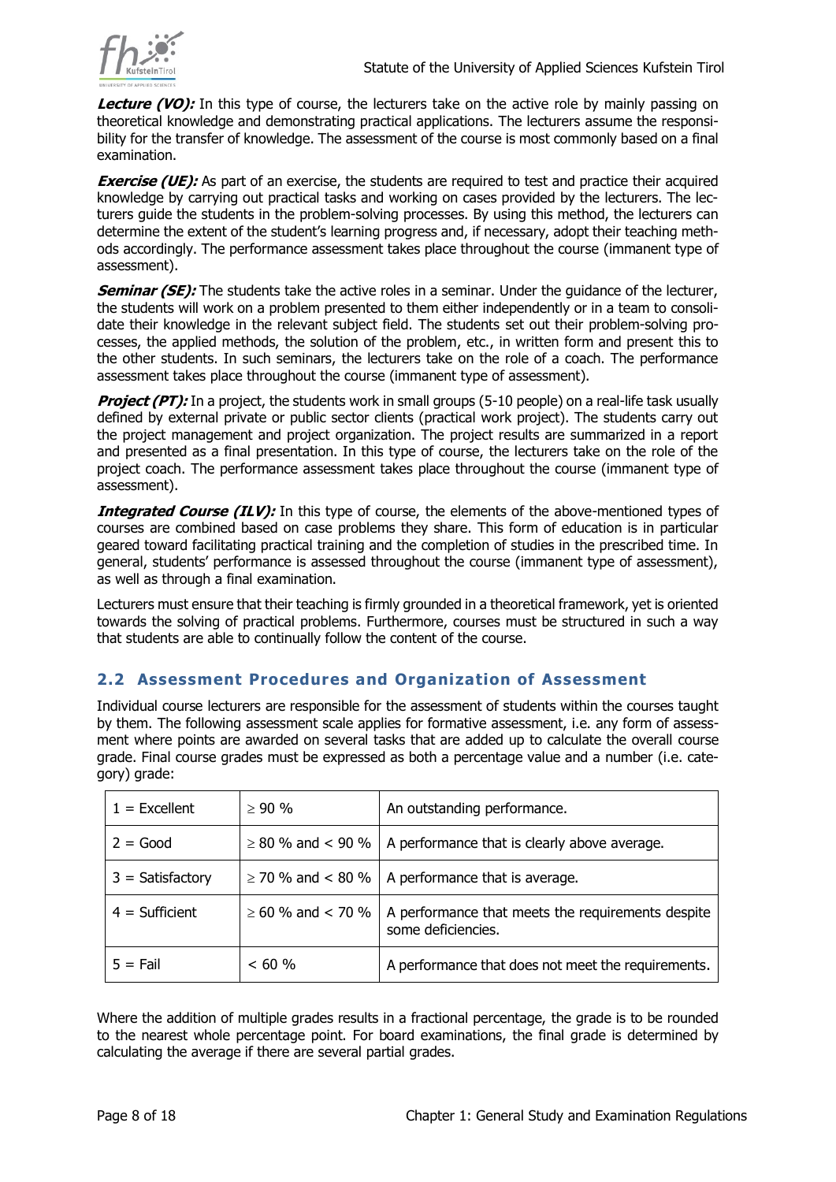***Lecture (VO):*** In this type of course, the lecturers take on the active role by mainly passing on theoretical knowledge and demonstrating practical applications. The lecturers assume the responsibility for the transfer of knowledge. The assessment of the course is most commonly based on a final examination.

***Exercise (UE):*** As part of an exercise, the students are required to test and practice their acquired knowledge by carrying out practical tasks and working on cases provided by the lecturers. The lecturers guide the students in the problem-solving processes. By using this method, the lecturers can determine the extent of the student's learning progress and, if necessary, adopt their teaching methods accordingly. The performance assessment takes place throughout the course (immanent type of assessment).

***Seminar (SE):*** The students take the active roles in a seminar. Under the guidance of the lecturer, the students will work on a problem presented to them either independently or in a team to consolidate their knowledge in the relevant subject field. The students set out their problem-solving processes, the applied methods, the solution of the problem, etc., in written form and present this to the other students. In such seminars, the lecturers take on the role of a coach. The performance assessment takes place throughout the course (immanent type of assessment).

***Project (PT):*** In a project, the students work in small groups (5-10 people) on a real-life task usually defined by external private or public sector clients (practical work project). The students carry out the project management and project organization. The project results are summarized in a report and presented as a final presentation. In this type of course, the lecturers take on the role of the project coach. The performance assessment takes place throughout the course (immanent type of assessment).

***Integrated Course (ILV):*** In this type of course, the elements of the above-mentioned types of courses are combined based on case problems they share. This form of education is in particular geared toward facilitating practical training and the completion of studies in the prescribed time. In general, students' performance is assessed throughout the course (immanent type of assessment), as well as through a final examination.

Lecturers must ensure that their teaching is firmly grounded in a theoretical framework, yet is oriented towards the solving of practical problems. Furthermore, courses must be structured in such a way that students are able to continually follow the content of the course.

## 2.2 Assessment Procedures and Organization of Assessment

Individual course lecturers are responsible for the assessment of students within the courses taught by them. The following assessment scale applies for formative assessment, i.e. any form of assessment where points are awarded on several tasks that are added up to calculate the overall course grade. Final course grades must be expressed as both a percentage value and a number (i.e. category) grade:

| | | |
|---|---|---|
| 1 = Excellent | ≥ 90 % | An outstanding performance. |
| 2 = Good | ≥ 80 % and < 90 % | A performance that is clearly above average. |
| 3 = Satisfactory | ≥ 70 % and < 80 % | A performance that is average. |
| 4 = Sufficient | ≥ 60 % and < 70 % | A performance that meets the requirements despite some deficiencies. |
| 5 = Fail | < 60 % | A performance that does not meet the requirements. |

Where the addition of multiple grades results in a fractional percentage, the grade is to be rounded to the nearest whole percentage point. For board examinations, the final grade is determined by calculating the average if there are several partial grades.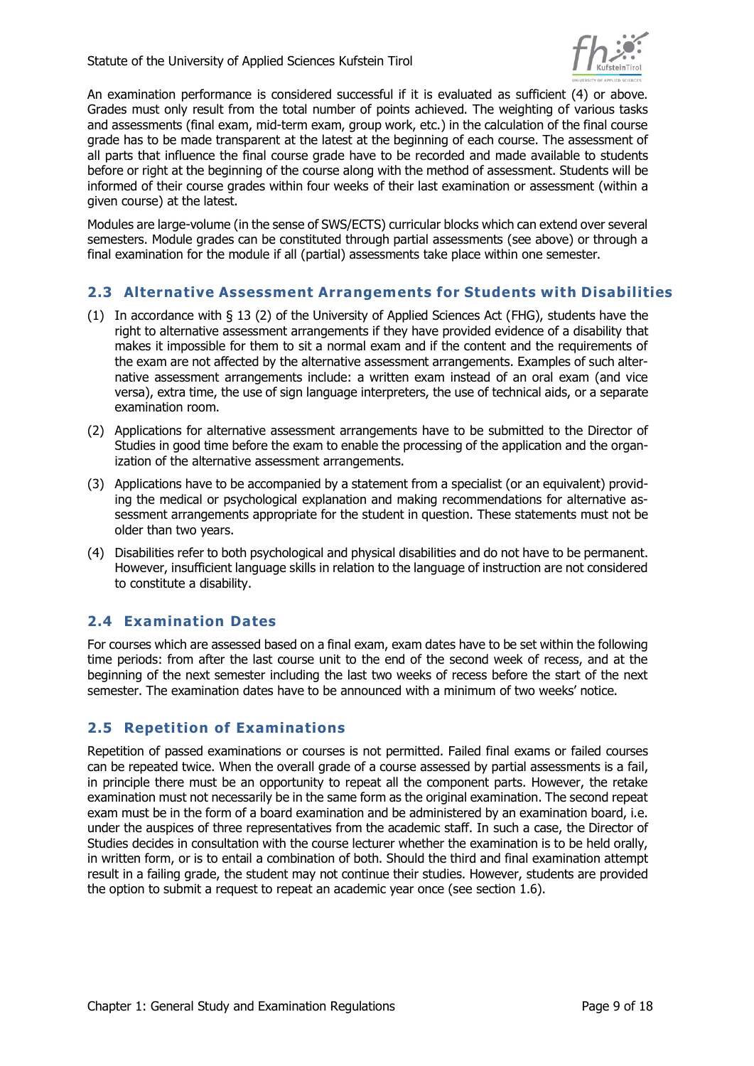An examination performance is considered successful if it is evaluated as sufficient (4) or above. Grades must only result from the total number of points achieved. The weighting of various tasks and assessments (final exam, mid-term exam, group work, etc.) in the calculation of the final course grade has to be made transparent at the latest at the beginning of each course. The assessment of all parts that influence the final course grade have to be recorded and made available to students before or right at the beginning of the course along with the method of assessment. Students will be informed of their course grades within four weeks of their last examination or assessment (within a given course) at the latest.

Modules are large-volume (in the sense of SWS/ECTS) curricular blocks which can extend over several semesters. Module grades can be constituted through partial assessments (see above) or through a final examination for the module if all (partial) assessments take place within one semester.

## 2.3 Alternative Assessment Arrangements for Students with Disabilities

(1) In accordance with § 13 (2) of the University of Applied Sciences Act (FHG), students have the right to alternative assessment arrangements if they have provided evidence of a disability that makes it impossible for them to sit a normal exam and if the content and the requirements of the exam are not affected by the alternative assessment arrangements. Examples of such alternative assessment arrangements include: a written exam instead of an oral exam (and vice versa), extra time, the use of sign language interpreters, the use of technical aids, or a separate examination room.

(2) Applications for alternative assessment arrangements have to be submitted to the Director of Studies in good time before the exam to enable the processing of the application and the organization of the alternative assessment arrangements.

(3) Applications have to be accompanied by a statement from a specialist (or an equivalent) providing the medical or psychological explanation and making recommendations for alternative assessment arrangements appropriate for the student in question. These statements must not be older than two years.

(4) Disabilities refer to both psychological and physical disabilities and do not have to be permanent. However, insufficient language skills in relation to the language of instruction are not considered to constitute a disability.

## 2.4 Examination Dates

For courses which are assessed based on a final exam, exam dates have to be set within the following time periods: from after the last course unit to the end of the second week of recess, and at the beginning of the next semester including the last two weeks of recess before the start of the next semester. The examination dates have to be announced with a minimum of two weeks' notice.

## 2.5 Repetition of Examinations

Repetition of passed examinations or courses is not permitted. Failed final exams or failed courses can be repeated twice. When the overall grade of a course assessed by partial assessments is a fail, in principle there must be an opportunity to repeat all the component parts. However, the retake examination must not necessarily be in the same form as the original examination. The second repeat exam must be in the form of a board examination and be administered by an examination board, i.e. under the auspices of three representatives from the academic staff. In such a case, the Director of Studies decides in consultation with the course lecturer whether the examination is to be held orally, in written form, or is to entail a combination of both. Should the third and final examination attempt result in a failing grade, the student may not continue their studies. However, students are provided the option to submit a request to repeat an academic year once (see section 1.6).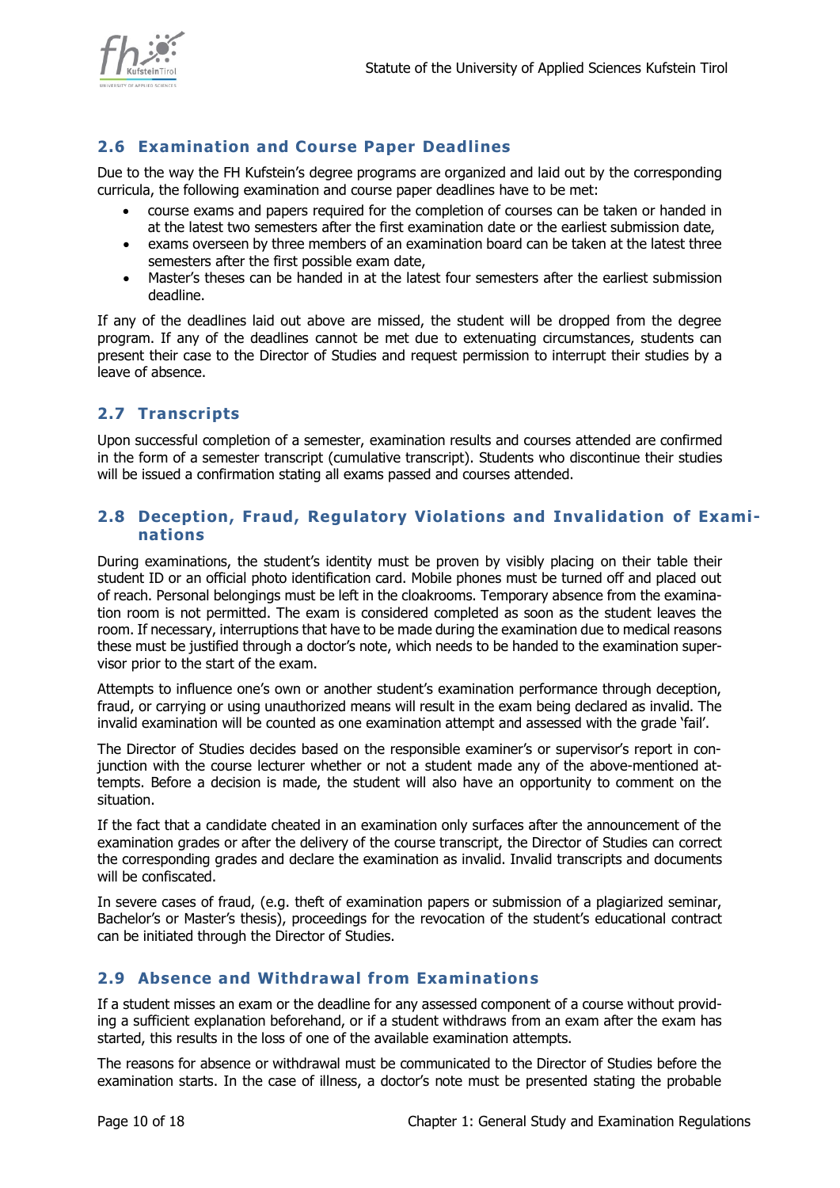## 2.6 Examination and Course Paper Deadlines

Due to the way the FH Kufstein's degree programs are organized and laid out by the corresponding curricula, the following examination and course paper deadlines have to be met:

- course exams and papers required for the completion of courses can be taken or handed in at the latest two semesters after the first examination date or the earliest submission date,
- exams overseen by three members of an examination board can be taken at the latest three semesters after the first possible exam date,
- Master's theses can be handed in at the latest four semesters after the earliest submission deadline.

If any of the deadlines laid out above are missed, the student will be dropped from the degree program. If any of the deadlines cannot be met due to extenuating circumstances, students can present their case to the Director of Studies and request permission to interrupt their studies by a leave of absence.

## 2.7 Transcripts

Upon successful completion of a semester, examination results and courses attended are confirmed in the form of a semester transcript (cumulative transcript). Students who discontinue their studies will be issued a confirmation stating all exams passed and courses attended.

## 2.8 Deception, Fraud, Regulatory Violations and Invalidation of Examinations

During examinations, the student's identity must be proven by visibly placing on their table their student ID or an official photo identification card. Mobile phones must be turned off and placed out of reach. Personal belongings must be left in the cloakrooms. Temporary absence from the examination room is not permitted. The exam is considered completed as soon as the student leaves the room. If necessary, interruptions that have to be made during the examination due to medical reasons these must be justified through a doctor's note, which needs to be handed to the examination supervisor prior to the start of the exam.

Attempts to influence one's own or another student's examination performance through deception, fraud, or carrying or using unauthorized means will result in the exam being declared as invalid. The invalid examination will be counted as one examination attempt and assessed with the grade 'fail'.

The Director of Studies decides based on the responsible examiner's or supervisor's report in conjunction with the course lecturer whether or not a student made any of the above-mentioned attempts. Before a decision is made, the student will also have an opportunity to comment on the situation.

If the fact that a candidate cheated in an examination only surfaces after the announcement of the examination grades or after the delivery of the course transcript, the Director of Studies can correct the corresponding grades and declare the examination as invalid. Invalid transcripts and documents will be confiscated.

In severe cases of fraud, (e.g. theft of examination papers or submission of a plagiarized seminar, Bachelor's or Master's thesis), proceedings for the revocation of the student's educational contract can be initiated through the Director of Studies.

## 2.9 Absence and Withdrawal from Examinations

If a student misses an exam or the deadline for any assessed component of a course without providing a sufficient explanation beforehand, or if a student withdraws from an exam after the exam has started, this results in the loss of one of the available examination attempts.

The reasons for absence or withdrawal must be communicated to the Director of Studies before the examination starts. In the case of illness, a doctor's note must be presented stating the probable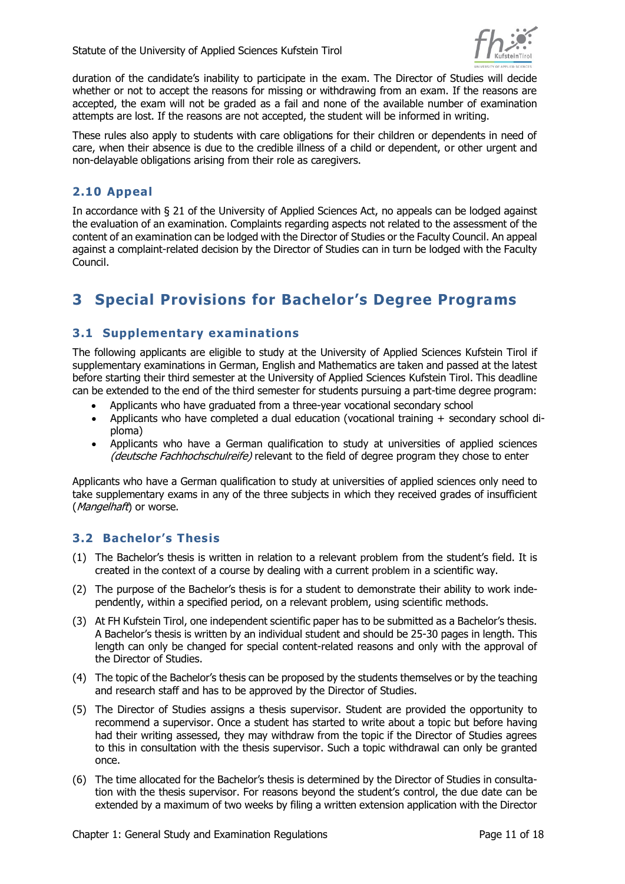duration of the candidate's inability to participate in the exam. The Director of Studies will decide whether or not to accept the reasons for missing or withdrawing from an exam. If the reasons are accepted, the exam will not be graded as a fail and none of the available number of examination attempts are lost. If the reasons are not accepted, the student will be informed in writing.

These rules also apply to students with care obligations for their children or dependents in need of care, when their absence is due to the credible illness of a child or dependent, or other urgent and non-delayable obligations arising from their role as caregivers.

### 2.10 Appeal

In accordance with § 21 of the University of Applied Sciences Act, no appeals can be lodged against the evaluation of an examination. Complaints regarding aspects not related to the assessment of the content of an examination can be lodged with the Director of Studies or the Faculty Council. An appeal against a complaint-related decision by the Director of Studies can in turn be lodged with the Faculty Council.

# 3 Special Provisions for Bachelor's Degree Programs

### 3.1 Supplementary examinations

The following applicants are eligible to study at the University of Applied Sciences Kufstein Tirol if supplementary examinations in German, English and Mathematics are taken and passed at the latest before starting their third semester at the University of Applied Sciences Kufstein Tirol. This deadline can be extended to the end of the third semester for students pursuing a part-time degree program:

- Applicants who have graduated from a three-year vocational secondary school
- Applicants who have completed a dual education (vocational training + secondary school diploma)
- Applicants who have a German qualification to study at universities of applied sciences *(deutsche Fachhochschulreife)* relevant to the field of degree program they chose to enter

Applicants who have a German qualification to study at universities of applied sciences only need to take supplementary exams in any of the three subjects in which they received grades of insufficient (*Mangelhaft*) or worse.

### 3.2 Bachelor's Thesis

(1) The Bachelor's thesis is written in relation to a relevant problem from the student's field. It is created in the context of a course by dealing with a current problem in a scientific way.

(2) The purpose of the Bachelor's thesis is for a student to demonstrate their ability to work independently, within a specified period, on a relevant problem, using scientific methods.

(3) At FH Kufstein Tirol, one independent scientific paper has to be submitted as a Bachelor's thesis. A Bachelor's thesis is written by an individual student and should be 25-30 pages in length. This length can only be changed for special content-related reasons and only with the approval of the Director of Studies.

(4) The topic of the Bachelor's thesis can be proposed by the students themselves or by the teaching and research staff and has to be approved by the Director of Studies.

(5) The Director of Studies assigns a thesis supervisor. Student are provided the opportunity to recommend a supervisor. Once a student has started to write about a topic but before having had their writing assessed, they may withdraw from the topic if the Director of Studies agrees to this in consultation with the thesis supervisor. Such a topic withdrawal can only be granted once.

(6) The time allocated for the Bachelor's thesis is determined by the Director of Studies in consultation with the thesis supervisor. For reasons beyond the student's control, the due date can be extended by a maximum of two weeks by filing a written extension application with the Director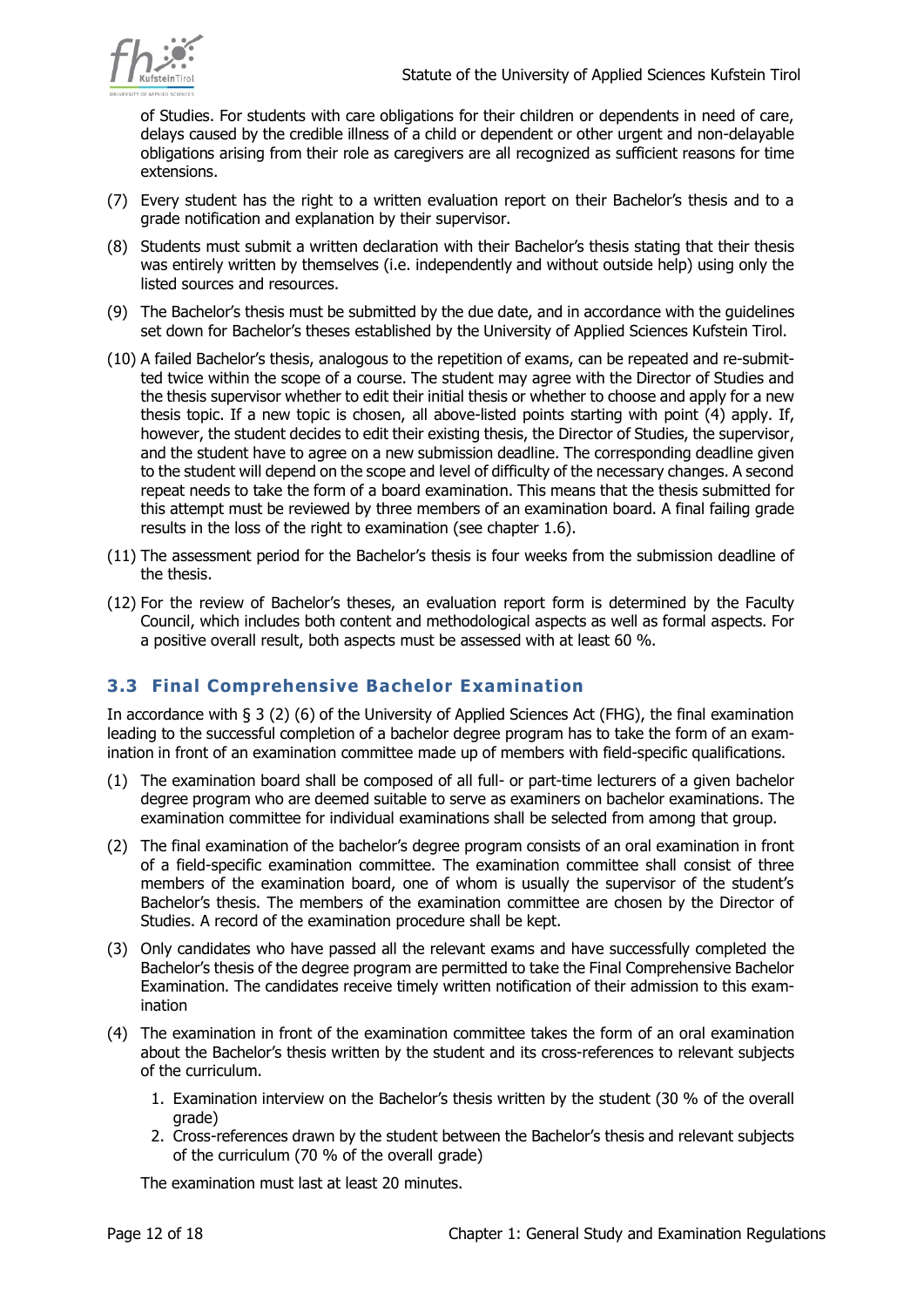of Studies. For students with care obligations for their children or dependents in need of care, delays caused by the credible illness of a child or dependent or other urgent and non-delayable obligations arising from their role as caregivers are all recognized as sufficient reasons for time extensions.

(7) Every student has the right to a written evaluation report on their Bachelor's thesis and to a grade notification and explanation by their supervisor.

(8) Students must submit a written declaration with their Bachelor's thesis stating that their thesis was entirely written by themselves (i.e. independently and without outside help) using only the listed sources and resources.

(9) The Bachelor's thesis must be submitted by the due date, and in accordance with the guidelines set down for Bachelor's theses established by the University of Applied Sciences Kufstein Tirol.

(10) A failed Bachelor's thesis, analogous to the repetition of exams, can be repeated and re-submitted twice within the scope of a course. The student may agree with the Director of Studies and the thesis supervisor whether to edit their initial thesis or whether to choose and apply for a new thesis topic. If a new topic is chosen, all above-listed points starting with point (4) apply. If, however, the student decides to edit their existing thesis, the Director of Studies, the supervisor, and the student have to agree on a new submission deadline. The corresponding deadline given to the student will depend on the scope and level of difficulty of the necessary changes. A second repeat needs to take the form of a board examination. This means that the thesis submitted for this attempt must be reviewed by three members of an examination board. A final failing grade results in the loss of the right to examination (see chapter 1.6).

(11) The assessment period for the Bachelor's thesis is four weeks from the submission deadline of the thesis.

(12) For the review of Bachelor's theses, an evaluation report form is determined by the Faculty Council, which includes both content and methodological aspects as well as formal aspects. For a positive overall result, both aspects must be assessed with at least 60 %.

## 3.3 Final Comprehensive Bachelor Examination

In accordance with § 3 (2) (6) of the University of Applied Sciences Act (FHG), the final examination leading to the successful completion of a bachelor degree program has to take the form of an examination in front of an examination committee made up of members with field-specific qualifications.

(1) The examination board shall be composed of all full- or part-time lecturers of a given bachelor degree program who are deemed suitable to serve as examiners on bachelor examinations. The examination committee for individual examinations shall be selected from among that group.

(2) The final examination of the bachelor's degree program consists of an oral examination in front of a field-specific examination committee. The examination committee shall consist of three members of the examination board, one of whom is usually the supervisor of the student's Bachelor's thesis. The members of the examination committee are chosen by the Director of Studies. A record of the examination procedure shall be kept.

(3) Only candidates who have passed all the relevant exams and have successfully completed the Bachelor's thesis of the degree program are permitted to take the Final Comprehensive Bachelor Examination. The candidates receive timely written notification of their admission to this examination

(4) The examination in front of the examination committee takes the form of an oral examination about the Bachelor's thesis written by the student and its cross-references to relevant subjects of the curriculum.

   1. Examination interview on the Bachelor's thesis written by the student (30 % of the overall grade)
   2. Cross-references drawn by the student between the Bachelor's thesis and relevant subjects of the curriculum (70 % of the overall grade)

   The examination must last at least 20 minutes.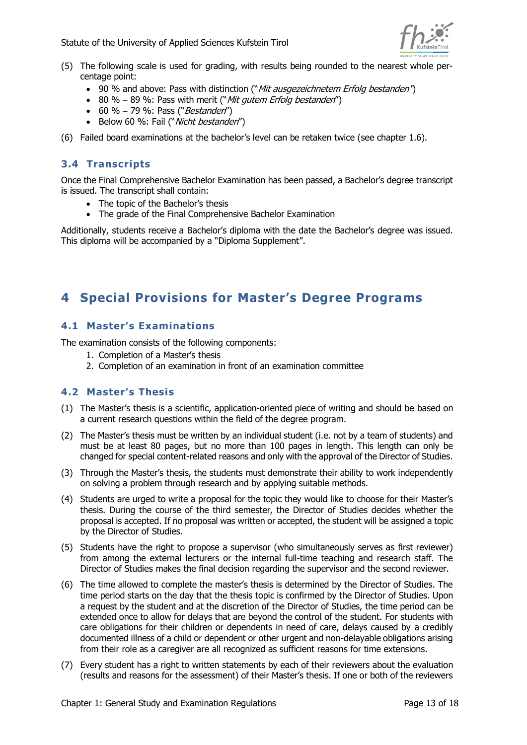(5) The following scale is used for grading, with results being rounded to the nearest whole percentage point:

- 90 % and above: Pass with distinction ("*Mit ausgezeichnetem Erfolg bestanden*")
- 80 % – 89 %: Pass with merit ("*Mit gutem Erfolg bestanden*")
- 60 % – 79 %: Pass ("*Bestanden*")
- Below 60 %: Fail ("*Nicht bestanden*")

(6) Failed board examinations at the bachelor's level can be retaken twice (see chapter 1.6).

## 3.4 Transcripts

Once the Final Comprehensive Bachelor Examination has been passed, a Bachelor's degree transcript is issued. The transcript shall contain:

- The topic of the Bachelor's thesis
- The grade of the Final Comprehensive Bachelor Examination

Additionally, students receive a Bachelor's diploma with the date the Bachelor's degree was issued. This diploma will be accompanied by a "Diploma Supplement".

# 4 Special Provisions for Master's Degree Programs

## 4.1 Master's Examinations

The examination consists of the following components:

1. Completion of a Master's thesis
2. Completion of an examination in front of an examination committee

## 4.2 Master's Thesis

(1) The Master's thesis is a scientific, application-oriented piece of writing and should be based on a current research questions within the field of the degree program.

(2) The Master's thesis must be written by an individual student (i.e. not by a team of students) and must be at least 80 pages, but no more than 100 pages in length. This length can only be changed for special content-related reasons and only with the approval of the Director of Studies.

(3) Through the Master's thesis, the students must demonstrate their ability to work independently on solving a problem through research and by applying suitable methods.

(4) Students are urged to write a proposal for the topic they would like to choose for their Master's thesis. During the course of the third semester, the Director of Studies decides whether the proposal is accepted. If no proposal was written or accepted, the student will be assigned a topic by the Director of Studies.

(5) Students have the right to propose a supervisor (who simultaneously serves as first reviewer) from among the external lecturers or the internal full-time teaching and research staff. The Director of Studies makes the final decision regarding the supervisor and the second reviewer.

(6) The time allowed to complete the master's thesis is determined by the Director of Studies. The time period starts on the day that the thesis topic is confirmed by the Director of Studies. Upon a request by the student and at the discretion of the Director of Studies, the time period can be extended once to allow for delays that are beyond the control of the student. For students with care obligations for their children or dependents in need of care, delays caused by a credibly documented illness of a child or dependent or other urgent and non-delayable obligations arising from their role as a caregiver are all recognized as sufficient reasons for time extensions.

(7) Every student has a right to written statements by each of their reviewers about the evaluation (results and reasons for the assessment) of their Master's thesis. If one or both of the reviewers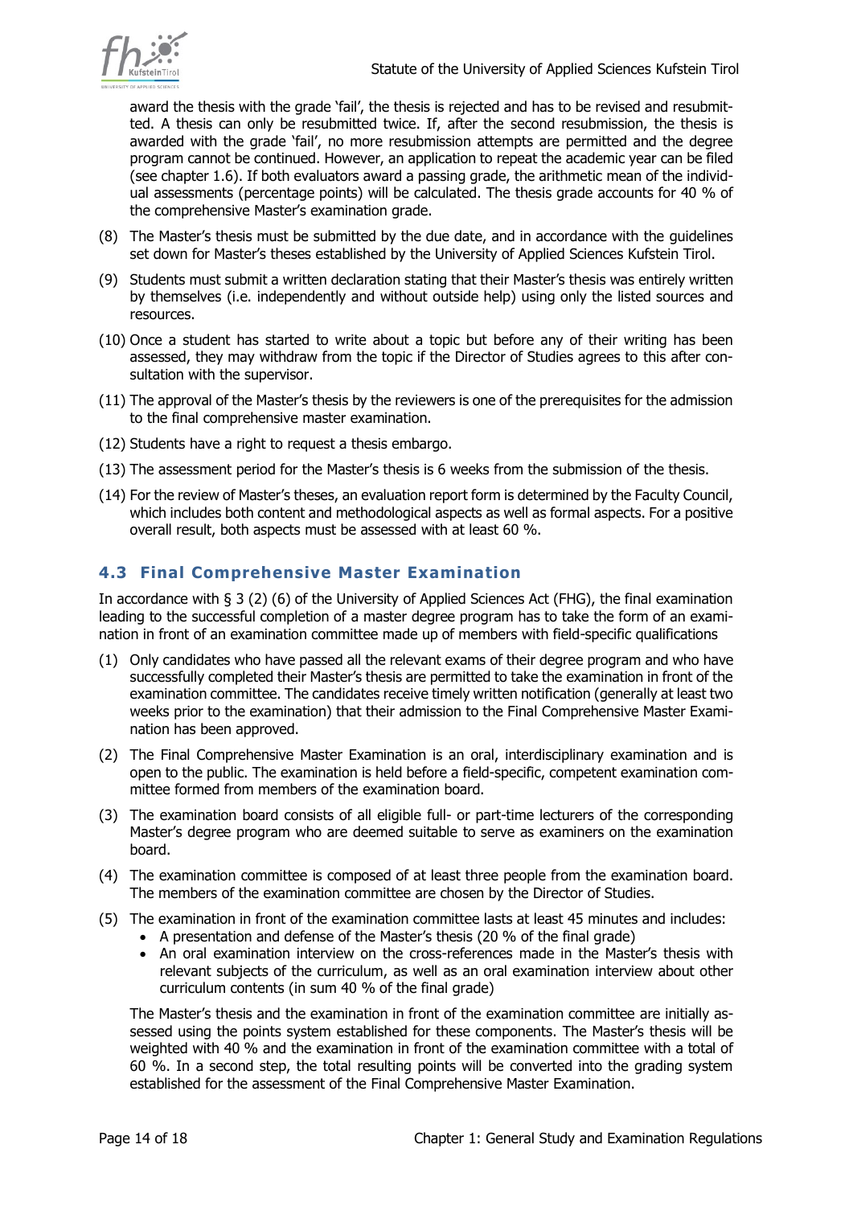award the thesis with the grade 'fail', the thesis is rejected and has to be revised and resubmitted. A thesis can only be resubmitted twice. If, after the second resubmission, the thesis is awarded with the grade 'fail', no more resubmission attempts are permitted and the degree program cannot be continued. However, an application to repeat the academic year can be filed (see chapter 1.6). If both evaluators award a passing grade, the arithmetic mean of the individual assessments (percentage points) will be calculated. The thesis grade accounts for 40 % of the comprehensive Master's examination grade.

(8) The Master's thesis must be submitted by the due date, and in accordance with the guidelines set down for Master's theses established by the University of Applied Sciences Kufstein Tirol.

(9) Students must submit a written declaration stating that their Master's thesis was entirely written by themselves (i.e. independently and without outside help) using only the listed sources and resources.

(10) Once a student has started to write about a topic but before any of their writing has been assessed, they may withdraw from the topic if the Director of Studies agrees to this after consultation with the supervisor.

(11) The approval of the Master's thesis by the reviewers is one of the prerequisites for the admission to the final comprehensive master examination.

(12) Students have a right to request a thesis embargo.

(13) The assessment period for the Master's thesis is 6 weeks from the submission of the thesis.

(14) For the review of Master's theses, an evaluation report form is determined by the Faculty Council, which includes both content and methodological aspects as well as formal aspects. For a positive overall result, both aspects must be assessed with at least 60 %.

## 4.3 Final Comprehensive Master Examination

In accordance with § 3 (2) (6) of the University of Applied Sciences Act (FHG), the final examination leading to the successful completion of a master degree program has to take the form of an examination in front of an examination committee made up of members with field-specific qualifications

(1) Only candidates who have passed all the relevant exams of their degree program and who have successfully completed their Master's thesis are permitted to take the examination in front of the examination committee. The candidates receive timely written notification (generally at least two weeks prior to the examination) that their admission to the Final Comprehensive Master Examination has been approved.

(2) The Final Comprehensive Master Examination is an oral, interdisciplinary examination and is open to the public. The examination is held before a field-specific, competent examination committee formed from members of the examination board.

(3) The examination board consists of all eligible full- or part-time lecturers of the corresponding Master's degree program who are deemed suitable to serve as examiners on the examination board.

(4) The examination committee is composed of at least three people from the examination board. The members of the examination committee are chosen by the Director of Studies.

(5) The examination in front of the examination committee lasts at least 45 minutes and includes:
   - A presentation and defense of the Master's thesis (20 % of the final grade)
   - An oral examination interview on the cross-references made in the Master's thesis with relevant subjects of the curriculum, as well as an oral examination interview about other curriculum contents (in sum 40 % of the final grade)

   The Master's thesis and the examination in front of the examination committee are initially assessed using the points system established for these components. The Master's thesis will be weighted with 40 % and the examination in front of the examination committee with a total of 60 %. In a second step, the total resulting points will be converted into the grading system established for the assessment of the Final Comprehensive Master Examination.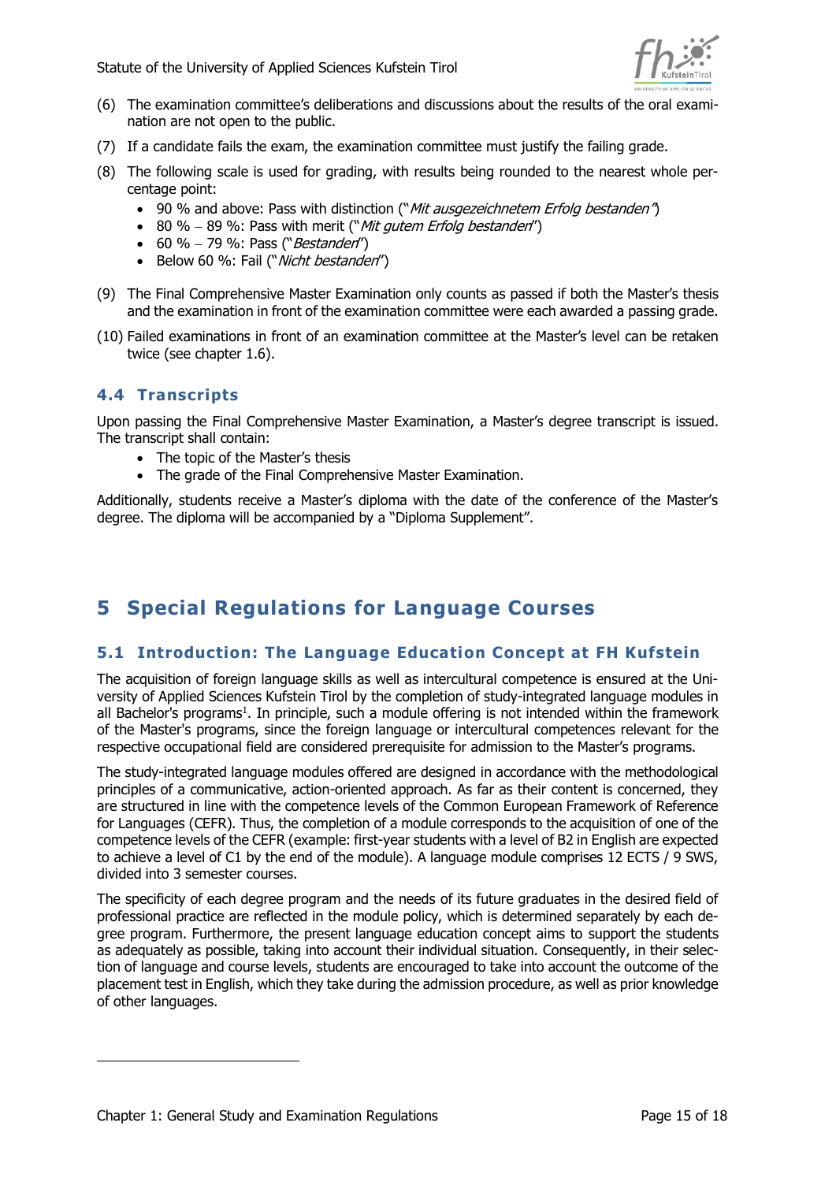(6) The examination committee's deliberations and discussions about the results of the oral examination are not open to the public.

(7) If a candidate fails the exam, the examination committee must justify the failing grade.

(8) The following scale is used for grading, with results being rounded to the nearest whole percentage point:
   - 90 % and above: Pass with distinction ("*Mit ausgezeichnetem Erfolg bestanden*")
   - 80 % – 89 %: Pass with merit ("*Mit gutem Erfolg bestanden*")
   - 60 % – 79 %: Pass ("*Bestanden*")
   - Below 60 %: Fail ("*Nicht bestanden*")

(9) The Final Comprehensive Master Examination only counts as passed if both the Master's thesis and the examination in front of the examination committee were each awarded a passing grade.

(10) Failed examinations in front of an examination committee at the Master's level can be retaken twice (see chapter 1.6).

## 4.4 Transcripts

Upon passing the Final Comprehensive Master Examination, a Master's degree transcript is issued. The transcript shall contain:

- The topic of the Master's thesis
- The grade of the Final Comprehensive Master Examination.

Additionally, students receive a Master's diploma with the date of the conference of the Master's degree. The diploma will be accompanied by a "Diploma Supplement".

# 5 Special Regulations for Language Courses

## 5.1 Introduction: The Language Education Concept at FH Kufstein

The acquisition of foreign language skills as well as intercultural competence is ensured at the University of Applied Sciences Kufstein Tirol by the completion of study-integrated language modules in all Bachelor's programs[1]. In principle, such a module offering is not intended within the framework of the Master's programs, since the foreign language or intercultural competences relevant for the respective occupational field are considered prerequisite for admission to the Master's programs.

The study-integrated language modules offered are designed in accordance with the methodological principles of a communicative, action-oriented approach. As far as their content is concerned, they are structured in line with the competence levels of the Common European Framework of Reference for Languages (CEFR). Thus, the completion of a module corresponds to the acquisition of one of the competence levels of the CEFR (example: first-year students with a level of B2 in English are expected to achieve a level of C1 by the end of the module). A language module comprises 12 ECTS / 9 SWS, divided into 3 semester courses.

The specificity of each degree program and the needs of its future graduates in the desired field of professional practice are reflected in the module policy, which is determined separately by each degree program. Furthermore, the present language education concept aims to support the students as adequately as possible, taking into account their individual situation. Consequently, in their selection of language and course levels, students are encouraged to take into account the outcome of the placement test in English, which they take during the admission procedure, as well as prior knowledge of other languages.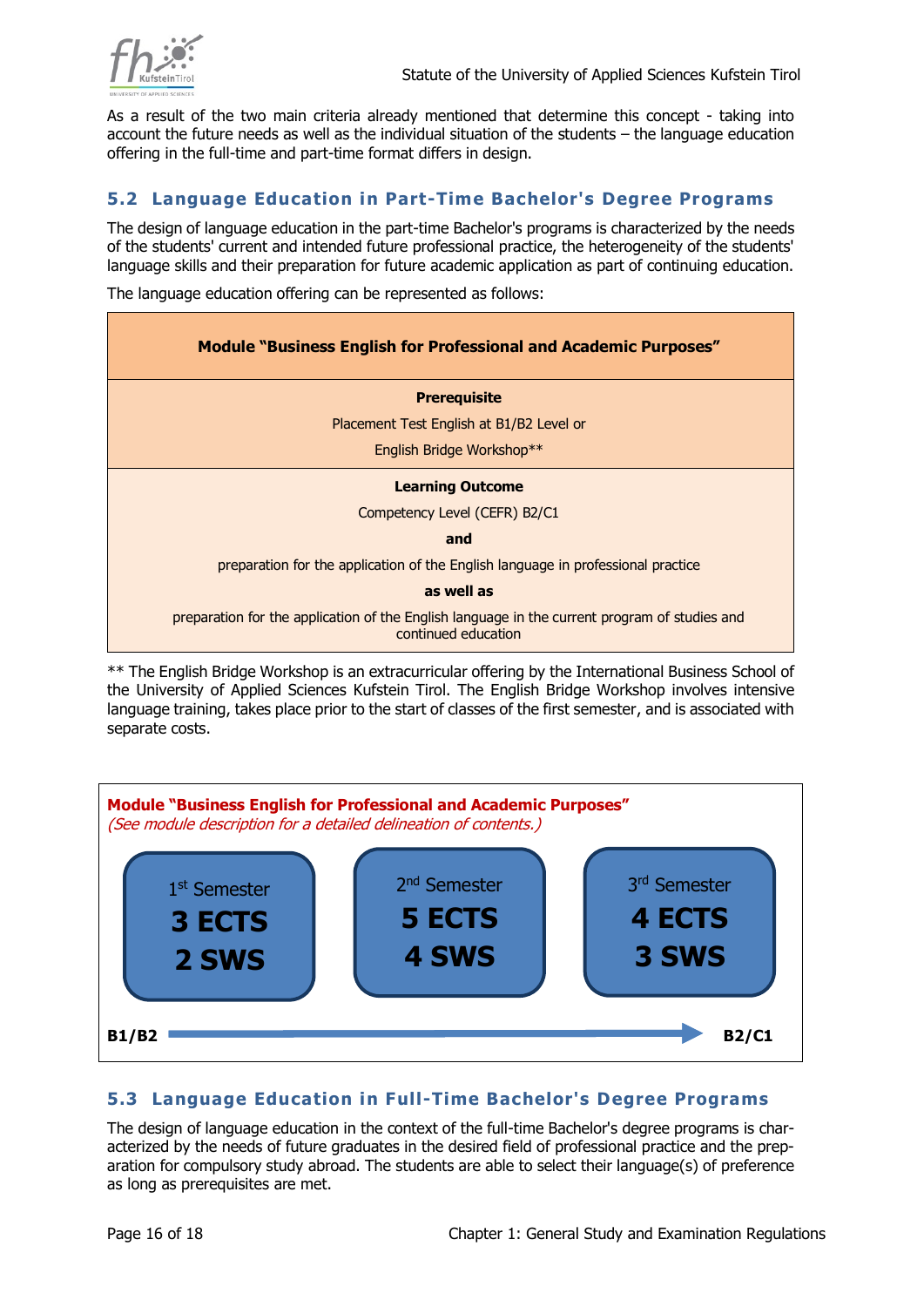As a result of the two main criteria already mentioned that determine this concept - taking into account the future needs as well as the individual situation of the students – the language education offering in the full-time and part-time format differs in design.

## 5.2 Language Education in Part-Time Bachelor's Degree Programs

The design of language education in the part-time Bachelor's programs is characterized by the needs of the students' current and intended future professional practice, the heterogeneity of the students' language skills and their preparation for future academic application as part of continuing education.

The language education offering can be represented as follows:

| **Module "Business English for Professional and Academic Purposes"** |
|---|
| **Prerequisite**<br>Placement Test English at B1/B2 Level or<br>English Bridge Workshop** |
| **Learning Outcome**<br>Competency Level (CEFR) B2/C1<br>**and**<br>preparation for the application of the English language in professional practice<br>**as well as**<br>preparation for the application of the English language in the current program of studies and continued education |

** The English Bridge Workshop is an extracurricular offering by the International Business School of the University of Applied Sciences Kufstein Tirol. The English Bridge Workshop involves intensive language training, takes place prior to the start of classes of the first semester, and is associated with separate costs.

**Module "Business English for Professional and Academic Purposes"**
*(See module description for a detailed delineation of contents.)*

| 1st Semester | 2nd Semester | 3rd Semester |
|---|---|---|
| **3 ECTS** | **5 ECTS** | **4 ECTS** |
| **2 SWS** | **4 SWS** | **3 SWS** |

**B1/B2** → **B2/C1**

## 5.3 Language Education in Full-Time Bachelor's Degree Programs

The design of language education in the context of the full-time Bachelor's degree programs is characterized by the needs of future graduates in the desired field of professional practice and the preparation for compulsory study abroad. The students are able to select their language(s) of preference as long as prerequisites are met.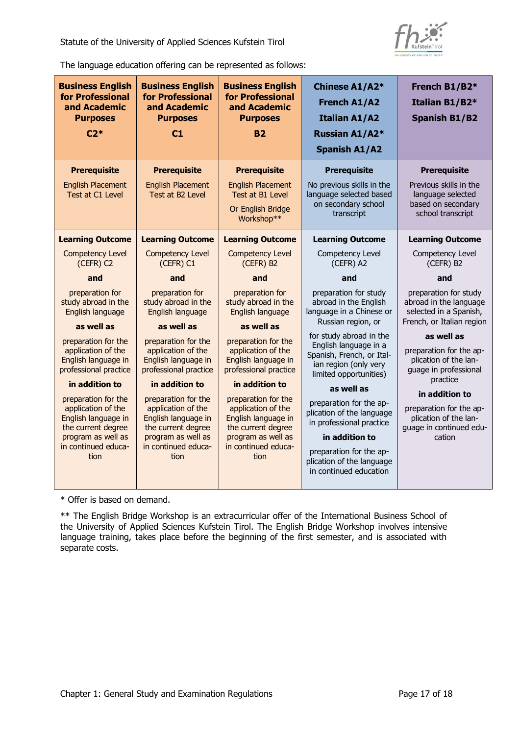The language education offering can be represented as follows:

| **Business English for Professional and Academic Purposes C2*** | **Business English for Professional and Academic Purposes C1** | **Business English for Professional and Academic Purposes B2** | **Chinese A1/A2* French A1/A2 Italian A1/A2 Russian A1/A2* Spanish A1/A2** | **French B1/B2* Italian B1/B2* Spanish B1/B2** |
|---|---|---|---|---|
| **Prerequisite** English Placement Test at C1 Level | **Prerequisite** English Placement Test at B2 Level | **Prerequisite** English Placement Test at B1 Level Or English Bridge Workshop** | **Prerequisite** No previous skills in the language selected based on secondary school transcript | **Prerequisite** Previous skills in the language selected based on secondary school transcript |
| **Learning Outcome** Competency Level (CEFR) C2 **and** preparation for study abroad in the English language **as well as** preparation for the application of the English language in professional practice **in addition to** preparation for the application of the English language in the current degree program as well as in continued education | **Learning Outcome** Competency Level (CEFR) C1 **and** preparation for study abroad in the English language **as well as** preparation for the application of the English language in professional practice **in addition to** preparation for the application of the English language in the current degree program as well as in continued education | **Learning Outcome** Competency Level (CEFR) B2 **and** preparation for study abroad in the English language **as well as** preparation for the application of the English language in professional practice **in addition to** preparation for the application of the English language in the current degree program as well as in continued education | **Learning Outcome** Competency Level (CEFR) A2 **and** preparation for study abroad in the English language in a Chinese or Russian region, or for study abroad in the English language in a Spanish, French, or Italian region (only very limited opportunities) **as well as** preparation for the application of the language in professional practice **in addition to** preparation for the application of the language in continued education | **Learning Outcome** Competency Level (CEFR) B2 **and** preparation for study abroad in the language selected in a Spanish, French, or Italian region **as well as** preparation for the application of the language in professional practice **in addition to** preparation for the application of the language in continued education |

* Offer is based on demand.

** The English Bridge Workshop is an extracurricular offer of the International Business School of the University of Applied Sciences Kufstein Tirol. The English Bridge Workshop involves intensive language training, takes place before the beginning of the first semester, and is associated with separate costs.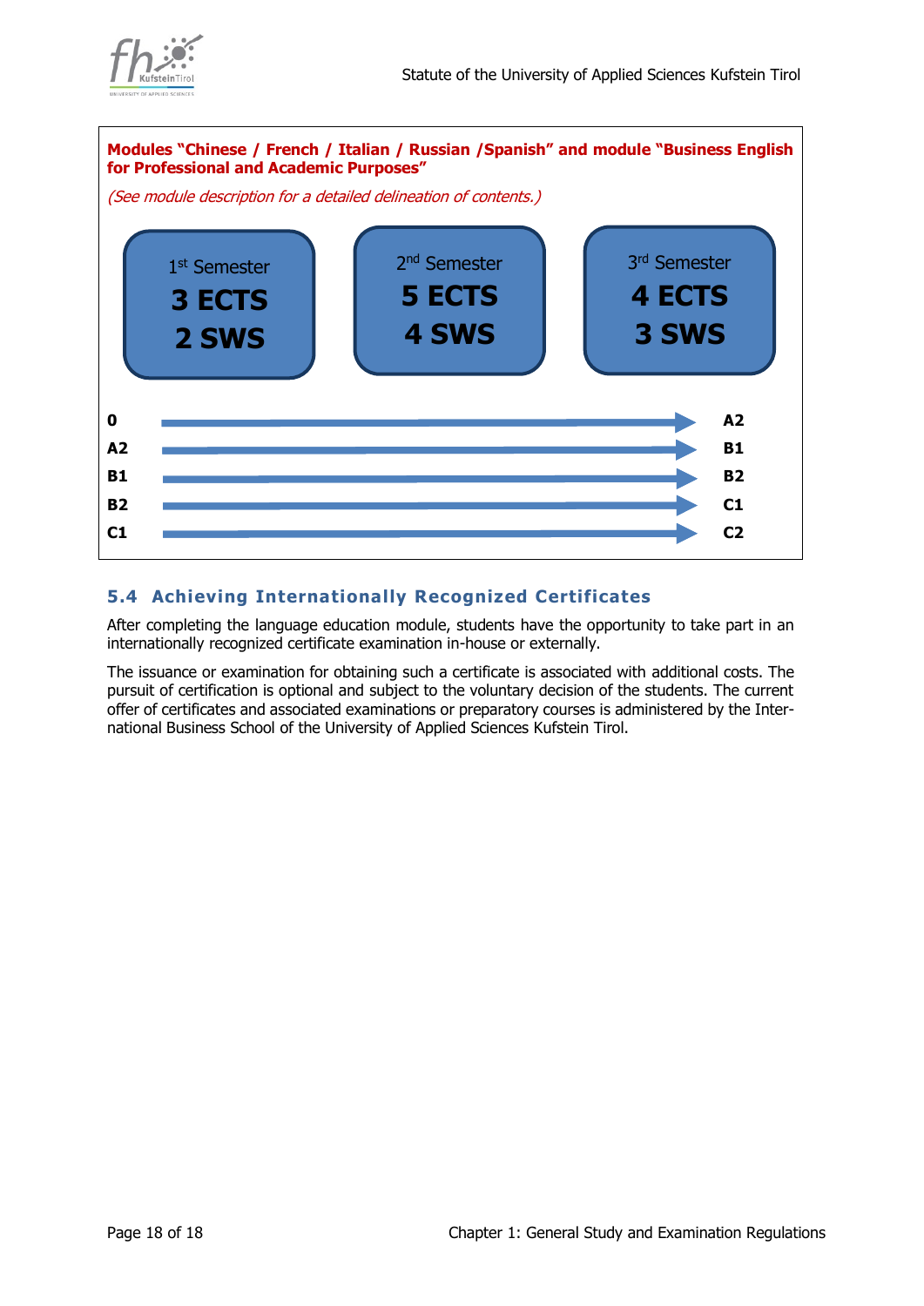**Modules "Chinese / French / Italian / Russian /Spanish" and module "Business English for Professional and Academic Purposes"**

*(See module description for a detailed delineation of contents.)*

1st Semester
**3 ECTS**
**2 SWS**

2nd Semester
**5 ECTS**
**4 SWS**

3rd Semester
**4 ECTS**
**3 SWS**

**0** → **A2**
**A2** → **B1**
**B1** → **B2**
**B2** → **C1**
**C1** → **C2**

## 5.4 Achieving Internationally Recognized Certificates

After completing the language education module, students have the opportunity to take part in an internationally recognized certificate examination in-house or externally.

The issuance or examination for obtaining such a certificate is associated with additional costs. The pursuit of certification is optional and subject to the voluntary decision of the students. The current offer of certificates and associated examinations or preparatory courses is administered by the International Business School of the University of Applied Sciences Kufstein Tirol.